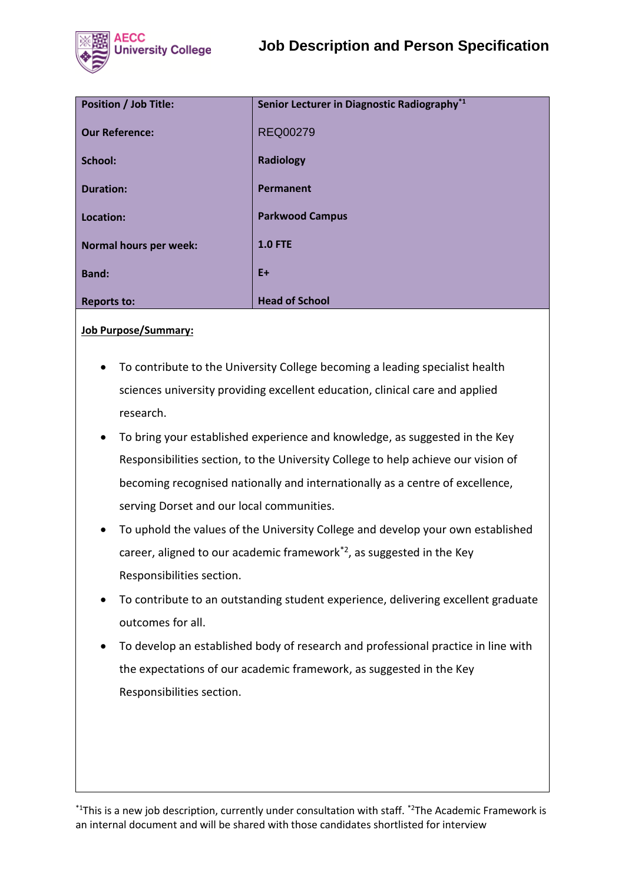AECC University College

# Job Description and Person Specification

| Position / Job Title: | Senior Lecturer in Diagnostic Radiography[*1] |
| --- | --- |
| Our Reference: | REQ00279 |
| School: | Radiology |
| Duration: | Permanent |
| Location: | Parkwood Campus |
| Normal hours per week: | 1.0 FTE |
| Band: | E+ |
| Reports to: | Head of School |

**Job Purpose/Summary:**

- To contribute to the University College becoming a leading specialist health sciences university providing excellent education, clinical care and applied research.
- To bring your established experience and knowledge, as suggested in the Key Responsibilities section, to the University College to help achieve our vision of becoming recognised nationally and internationally as a centre of excellence, serving Dorset and our local communities.
- To uphold the values of the University College and develop your own established career, aligned to our academic framework[*2], as suggested in the Key Responsibilities section.
- To contribute to an outstanding student experience, delivering excellent graduate outcomes for all.
- To develop an established body of research and professional practice in line with the expectations of our academic framework, as suggested in the Key Responsibilities section.

[*1]This is a new job description, currently under consultation with staff. [*2]The Academic Framework is an internal document and will be shared with those candidates shortlisted for interview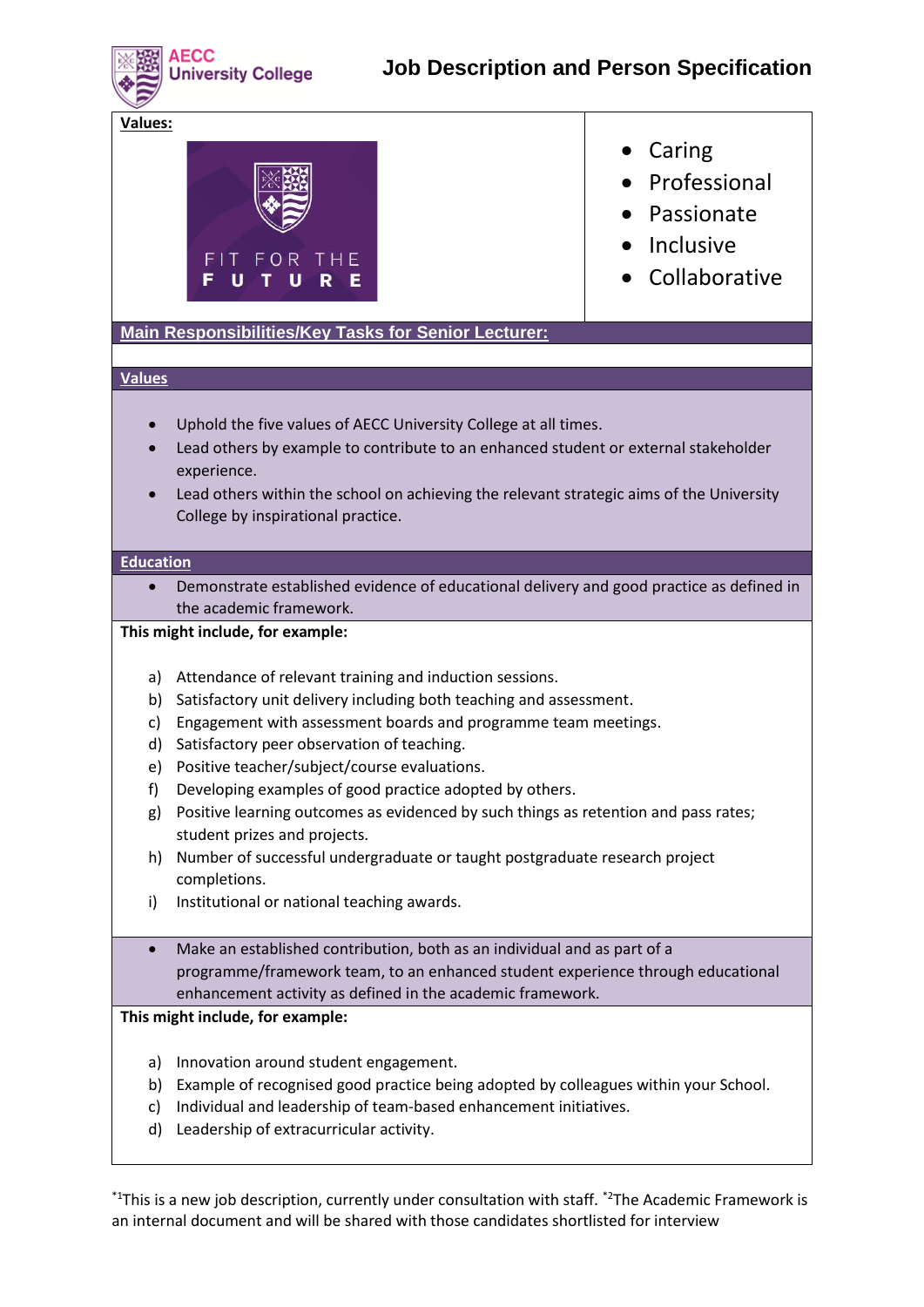# Job Description and Person Specification

**Values:**

FIT FOR THE FUTURE

- Caring
- Professional
- Passionate
- Inclusive
- Collaborative

## Main Responsibilities/Key Tasks for Senior Lecturer:

### Values

- Uphold the five values of AECC University College at all times.
- Lead others by example to contribute to an enhanced student or external stakeholder experience.
- Lead others within the school on achieving the relevant strategic aims of the University College by inspirational practice.

### Education

- Demonstrate established evidence of educational delivery and good practice as defined in the academic framework.

**This might include, for example:**

a) Attendance of relevant training and induction sessions.
b) Satisfactory unit delivery including both teaching and assessment.
c) Engagement with assessment boards and programme team meetings.
d) Satisfactory peer observation of teaching.
e) Positive teacher/subject/course evaluations.
f) Developing examples of good practice adopted by others.
g) Positive learning outcomes as evidenced by such things as retention and pass rates; student prizes and projects.
h) Number of successful undergraduate or taught postgraduate research project completions.
i) Institutional or national teaching awards.

- Make an established contribution, both as an individual and as part of a programme/framework team, to an enhanced student experience through educational enhancement activity as defined in the academic framework.

**This might include, for example:**

a) Innovation around student engagement.
b) Example of recognised good practice being adopted by colleagues within your School.
c) Individual and leadership of team-based enhancement initiatives.
d) Leadership of extracurricular activity.

*[1]This is a new job description, currently under consultation with staff. *[2]The Academic Framework is an internal document and will be shared with those candidates shortlisted for interview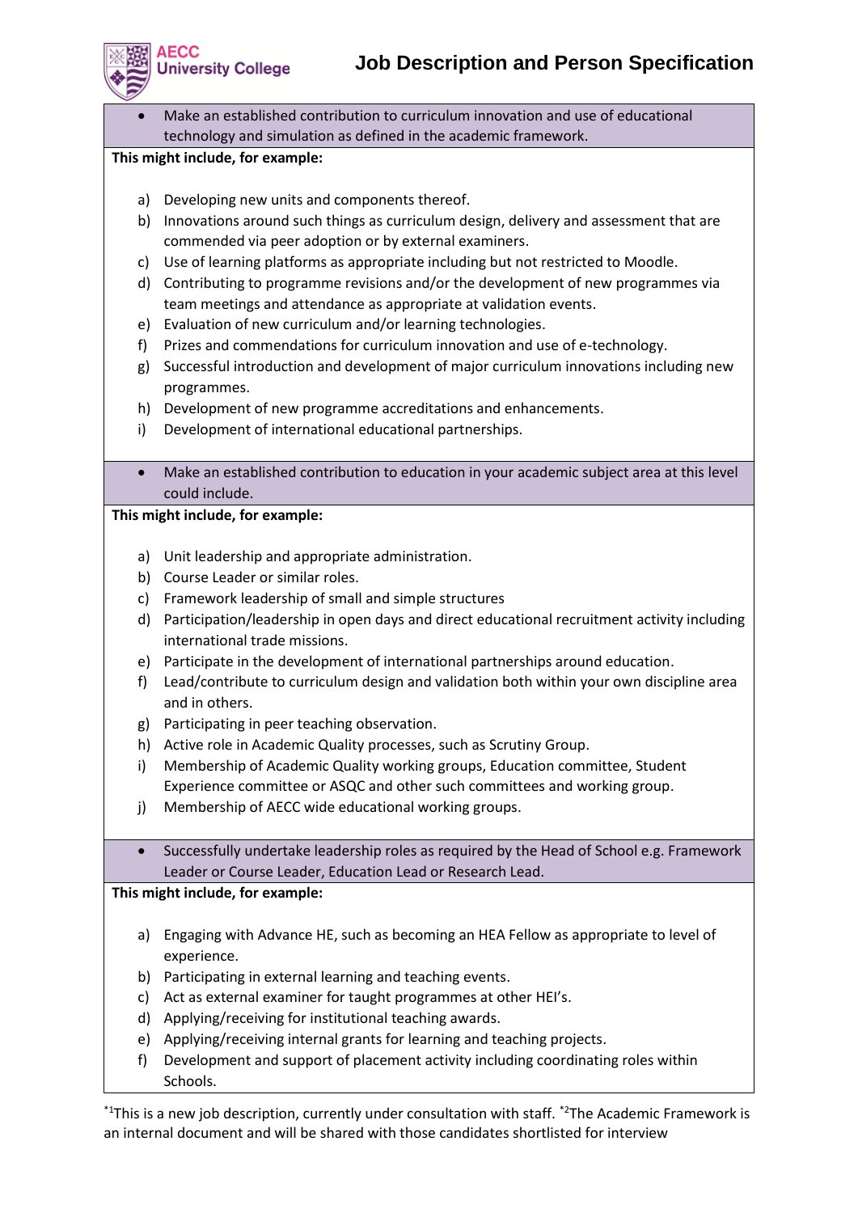- Make an established contribution to curriculum innovation and use of educational technology and simulation as defined in the academic framework.

**This might include, for example:**

a) Developing new units and components thereof.
b) Innovations around such things as curriculum design, delivery and assessment that are commended via peer adoption or by external examiners.
c) Use of learning platforms as appropriate including but not restricted to Moodle.
d) Contributing to programme revisions and/or the development of new programmes via team meetings and attendance as appropriate at validation events.
e) Evaluation of new curriculum and/or learning technologies.
f) Prizes and commendations for curriculum innovation and use of e-technology.
g) Successful introduction and development of major curriculum innovations including new programmes.
h) Development of new programme accreditations and enhancements.
i) Development of international educational partnerships.

- Make an established contribution to education in your academic subject area at this level could include.

**This might include, for example:**

a) Unit leadership and appropriate administration.
b) Course Leader or similar roles.
c) Framework leadership of small and simple structures
d) Participation/leadership in open days and direct educational recruitment activity including international trade missions.
e) Participate in the development of international partnerships around education.
f) Lead/contribute to curriculum design and validation both within your own discipline area and in others.
g) Participating in peer teaching observation.
h) Active role in Academic Quality processes, such as Scrutiny Group.
i) Membership of Academic Quality working groups, Education committee, Student Experience committee or ASQC and other such committees and working group.
j) Membership of AECC wide educational working groups.

- Successfully undertake leadership roles as required by the Head of School e.g. Framework Leader or Course Leader, Education Lead or Research Lead.

**This might include, for example:**

a) Engaging with Advance HE, such as becoming an HEA Fellow as appropriate to level of experience.
b) Participating in external learning and teaching events.
c) Act as external examiner for taught programmes at other HEI's.
d) Applying/receiving for institutional teaching awards.
e) Applying/receiving internal grants for learning and teaching projects.
f) Development and support of placement activity including coordinating roles within Schools.

*[1]This is a new job description, currently under consultation with staff. *[2]The Academic Framework is an internal document and will be shared with those candidates shortlisted for interview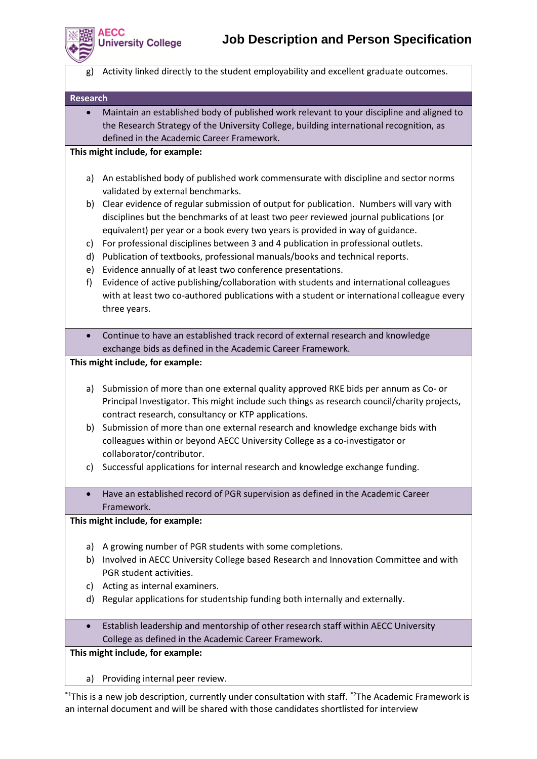g) Activity linked directly to the student employability and excellent graduate outcomes.

**Research**

- Maintain an established body of published work relevant to your discipline and aligned to the Research Strategy of the University College, building international recognition, as defined in the Academic Career Framework.

**This might include, for example:**

a) An established body of published work commensurate with discipline and sector norms validated by external benchmarks.
b) Clear evidence of regular submission of output for publication. Numbers will vary with disciplines but the benchmarks of at least two peer reviewed journal publications (or equivalent) per year or a book every two years is provided in way of guidance.
c) For professional disciplines between 3 and 4 publication in professional outlets.
d) Publication of textbooks, professional manuals/books and technical reports.
e) Evidence annually of at least two conference presentations.
f) Evidence of active publishing/collaboration with students and international colleagues with at least two co-authored publications with a student or international colleague every three years.

- Continue to have an established track record of external research and knowledge exchange bids as defined in the Academic Career Framework.

**This might include, for example:**

a) Submission of more than one external quality approved RKE bids per annum as Co- or Principal Investigator. This might include such things as research council/charity projects, contract research, consultancy or KTP applications.
b) Submission of more than one external research and knowledge exchange bids with colleagues within or beyond AECC University College as a co-investigator or collaborator/contributor.
c) Successful applications for internal research and knowledge exchange funding.

- Have an established record of PGR supervision as defined in the Academic Career Framework.

**This might include, for example:**

a) A growing number of PGR students with some completions.
b) Involved in AECC University College based Research and Innovation Committee and with PGR student activities.
c) Acting as internal examiners.
d) Regular applications for studentship funding both internally and externally.

- Establish leadership and mentorship of other research staff within AECC University College as defined in the Academic Career Framework.

**This might include, for example:**

a) Providing internal peer review.

*[1]This is a new job description, currently under consultation with staff. *[2]The Academic Framework is an internal document and will be shared with those candidates shortlisted for interview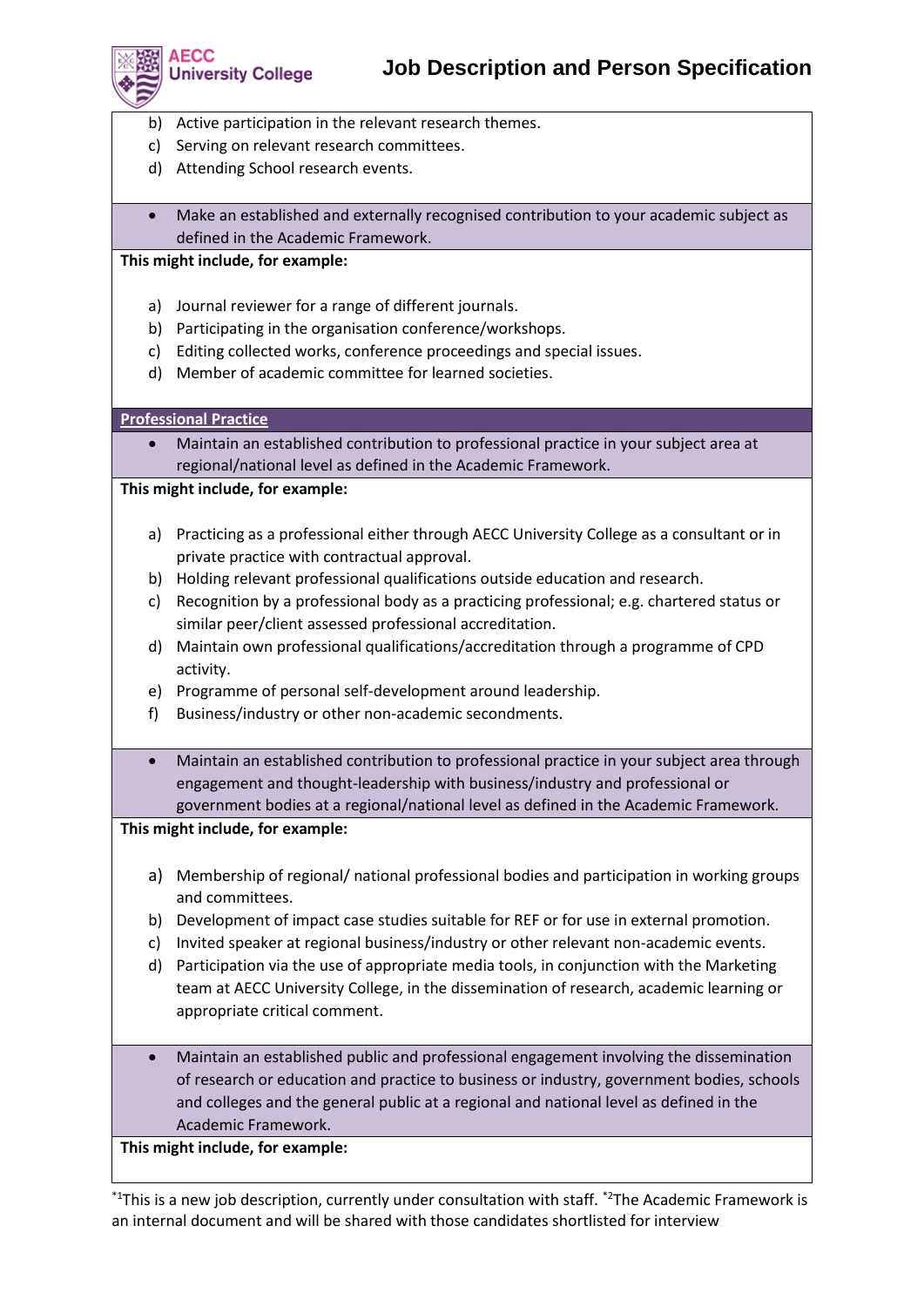b) Active participation in the relevant research themes.
c) Serving on relevant research committees.
d) Attending School research events.

- Make an established and externally recognised contribution to your academic subject as defined in the Academic Framework.

**This might include, for example:**

a) Journal reviewer for a range of different journals.
b) Participating in the organisation conference/workshops.
c) Editing collected works, conference proceedings and special issues.
d) Member of academic committee for learned societies.

**Professional Practice**

- Maintain an established contribution to professional practice in your subject area at regional/national level as defined in the Academic Framework.

**This might include, for example:**

a) Practicing as a professional either through AECC University College as a consultant or in private practice with contractual approval.
b) Holding relevant professional qualifications outside education and research.
c) Recognition by a professional body as a practicing professional; e.g. chartered status or similar peer/client assessed professional accreditation.
d) Maintain own professional qualifications/accreditation through a programme of CPD activity.
e) Programme of personal self-development around leadership.
f) Business/industry or other non-academic secondments.

- Maintain an established contribution to professional practice in your subject area through engagement and thought-leadership with business/industry and professional or government bodies at a regional/national level as defined in the Academic Framework.

**This might include, for example:**

a) Membership of regional/ national professional bodies and participation in working groups and committees.
b) Development of impact case studies suitable for REF or for use in external promotion.
c) Invited speaker at regional business/industry or other relevant non-academic events.
d) Participation via the use of appropriate media tools, in conjunction with the Marketing team at AECC University College, in the dissemination of research, academic learning or appropriate critical comment.

- Maintain an established public and professional engagement involving the dissemination of research or education and practice to business or industry, government bodies, schools and colleges and the general public at a regional and national level as defined in the Academic Framework.

**This might include, for example:**

*[1]This is a new job description, currently under consultation with staff. *[2]The Academic Framework is an internal document and will be shared with those candidates shortlisted for interview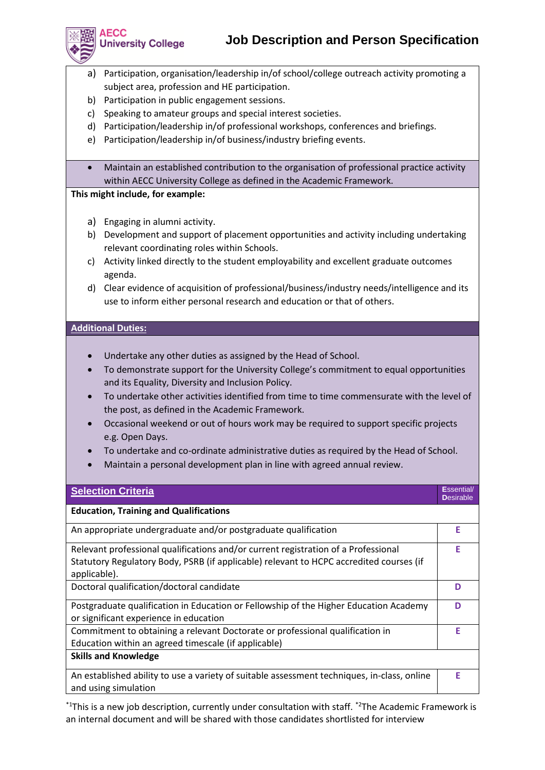a) Participation, organisation/leadership in/of school/college outreach activity promoting a subject area, profession and HE participation.
b) Participation in public engagement sessions.
c) Speaking to amateur groups and special interest societies.
d) Participation/leadership in/of professional workshops, conferences and briefings.
e) Participation/leadership in/of business/industry briefing events.

- Maintain an established contribution to the organisation of professional practice activity within AECC University College as defined in the Academic Framework.

**This might include, for example:**

a) Engaging in alumni activity.
b) Development and support of placement opportunities and activity including undertaking relevant coordinating roles within Schools.
c) Activity linked directly to the student employability and excellent graduate outcomes agenda.
d) Clear evidence of acquisition of professional/business/industry needs/intelligence and its use to inform either personal research and education or that of others.

**Additional Duties:**

- Undertake any other duties as assigned by the Head of School.
- To demonstrate support for the University College's commitment to equal opportunities and its Equality, Diversity and Inclusion Policy.
- To undertake other activities identified from time to time commensurate with the level of the post, as defined in the Academic Framework.
- Occasional weekend or out of hours work may be required to support specific projects e.g. Open Days.
- To undertake and co-ordinate administrative duties as required by the Head of School.
- Maintain a personal development plan in line with agreed annual review.

| **Selection Criteria** | **E**ssential/ **D**esirable |
|---|---|
| **Education, Training and Qualifications** | |
| An appropriate undergraduate and/or postgraduate qualification | E |
| Relevant professional qualifications and/or current registration of a Professional Statutory Regulatory Body, PSRB (if applicable) relevant to HCPC accredited courses (if applicable). | E |
| Doctoral qualification/doctoral candidate | D |
| Postgraduate qualification in Education or Fellowship of the Higher Education Academy or significant experience in education | D |
| Commitment to obtaining a relevant Doctorate or professional qualification in Education within an agreed timescale (if applicable) | E |
| **Skills and Knowledge** | |
| An established ability to use a variety of suitable assessment techniques, in-class, online and using simulation | E |

*[1]This is a new job description, currently under consultation with staff. *[2]The Academic Framework is an internal document and will be shared with those candidates shortlisted for interview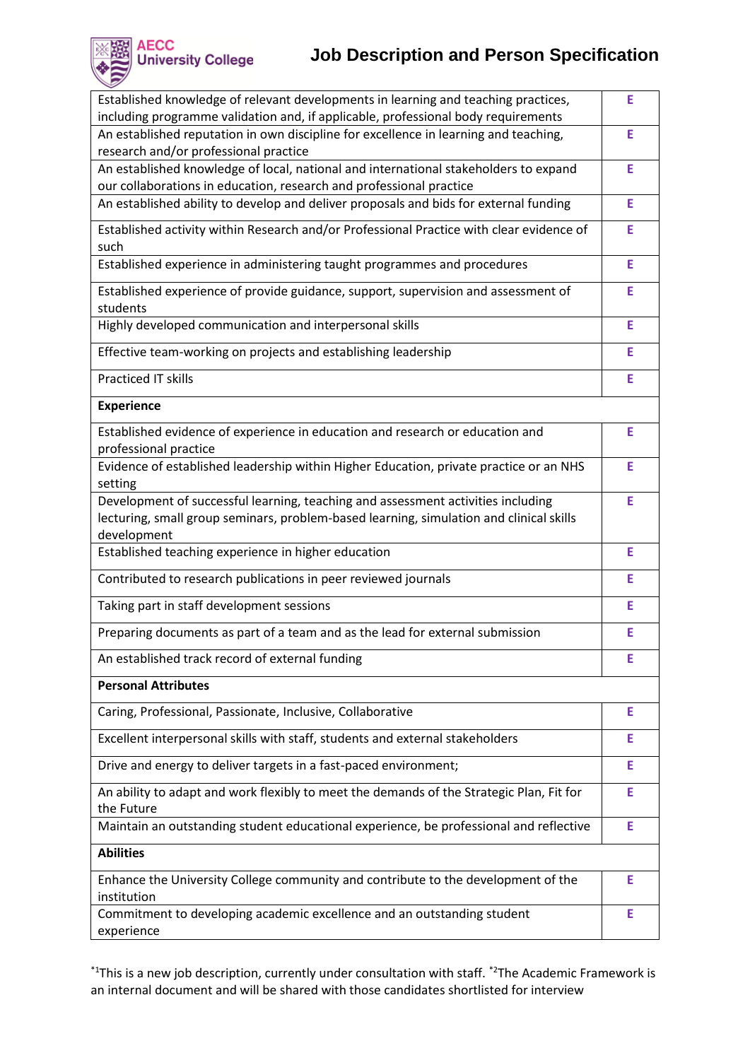| | |
|---|---|
| Established knowledge of relevant developments in learning and teaching practices, including programme validation and, if applicable, professional body requirements | E |
| An established reputation in own discipline for excellence in learning and teaching, research and/or professional practice | E |
| An established knowledge of local, national and international stakeholders to expand our collaborations in education, research and professional practice | E |
| An established ability to develop and deliver proposals and bids for external funding | E |
| Established activity within Research and/or Professional Practice with clear evidence of such | E |
| Established experience in administering taught programmes and procedures | E |
| Established experience of provide guidance, support, supervision and assessment of students | E |
| Highly developed communication and interpersonal skills | E |
| Effective team-working on projects and establishing leadership | E |
| Practiced IT skills | E |
| **Experience** | |
| Established evidence of experience in education and research or education and professional practice | E |
| Evidence of established leadership within Higher Education, private practice or an NHS setting | E |
| Development of successful learning, teaching and assessment activities including lecturing, small group seminars, problem-based learning, simulation and clinical skills development | E |
| Established teaching experience in higher education | E |
| Contributed to research publications in peer reviewed journals | E |
| Taking part in staff development sessions | E |
| Preparing documents as part of a team and as the lead for external submission | E |
| An established track record of external funding | E |
| **Personal Attributes** | |
| Caring, Professional, Passionate, Inclusive, Collaborative | E |
| Excellent interpersonal skills with staff, students and external stakeholders | E |
| Drive and energy to deliver targets in a fast-paced environment; | E |
| An ability to adapt and work flexibly to meet the demands of the Strategic Plan, Fit for the Future | E |
| Maintain an outstanding student educational experience, be professional and reflective | E |
| **Abilities** | |
| Enhance the University College community and contribute to the development of the institution | E |
| Commitment to developing academic excellence and an outstanding student experience | E |

*[1]This is a new job description, currently under consultation with staff. *[2]The Academic Framework is an internal document and will be shared with those candidates shortlisted for interview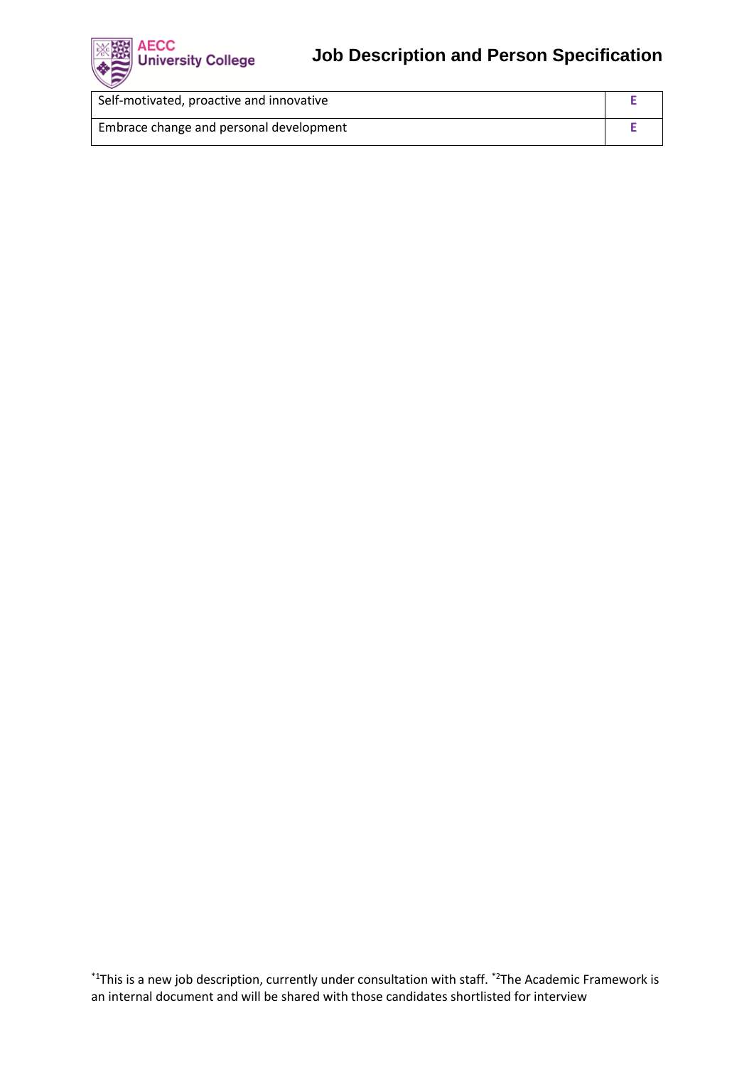| | |
|---|---|
| Self-motivated, proactive and innovative | **E** |
| Embrace change and personal development | **E** |

*[1]This is a new job description, currently under consultation with staff. *[2]The Academic Framework is an internal document and will be shared with those candidates shortlisted for interview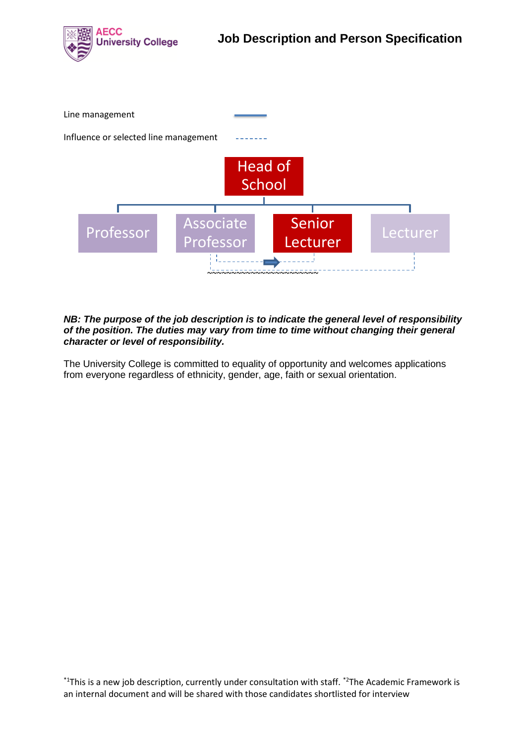Line management

Influence or selected line management

Head of School

Professor

Associate Professor

Senior Lecturer

Lecturer

***NB: The purpose of the job description is to indicate the general level of responsibility of the position. The duties may vary from time to time without changing their general character or level of responsibility.***

The University College is committed to equality of opportunity and welcomes applications from everyone regardless of ethnicity, gender, age, faith or sexual orientation.

*[1]This is a new job description, currently under consultation with staff. *[2]The Academic Framework is an internal document and will be shared with those candidates shortlisted for interview